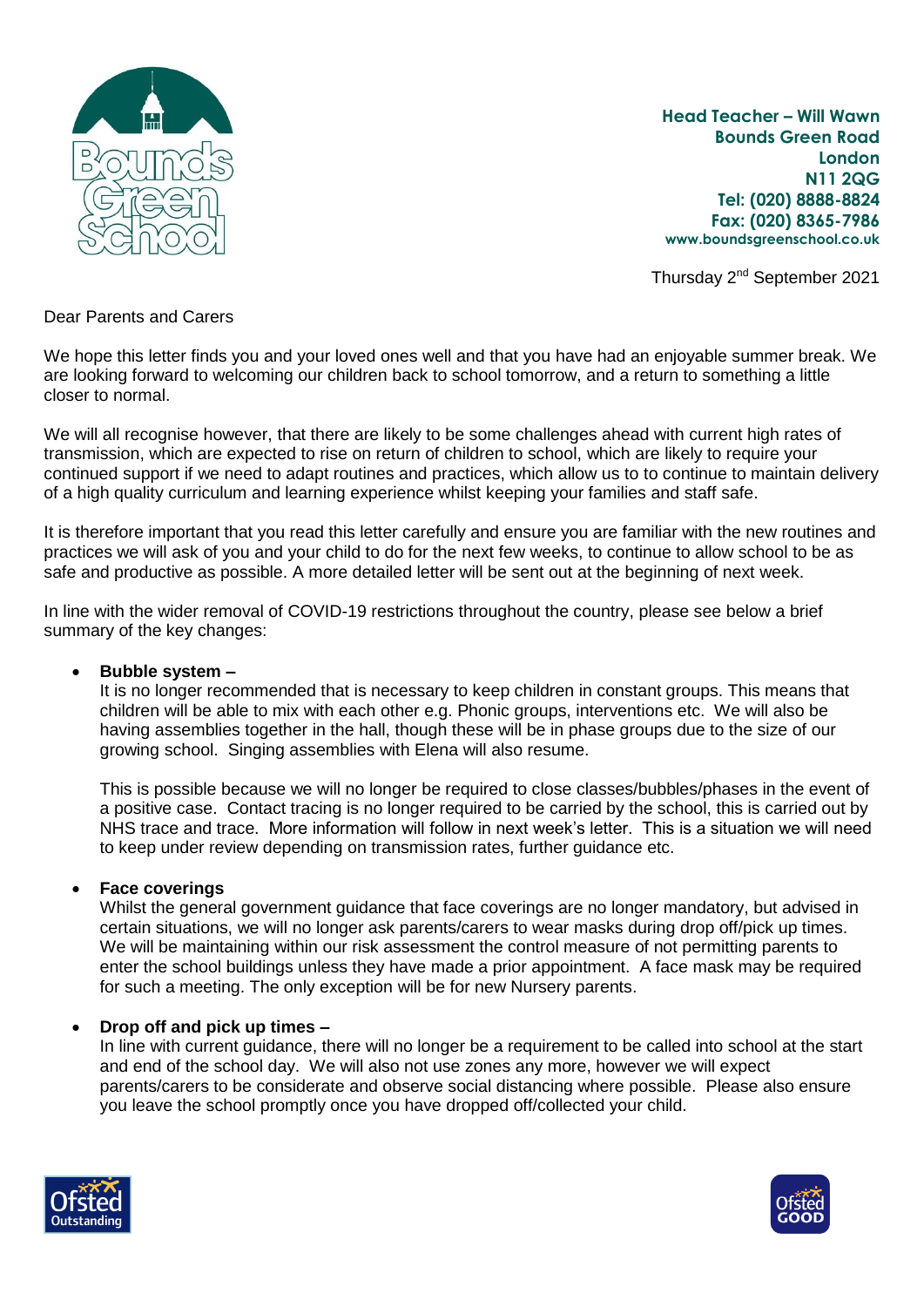**Head Teacher – Will Wawn**
**Bounds Green Road**
**London**
**N11 2QG**
**Tel: (020) 8888-8824**
**Fax: (020) 8365-7986**
**www.boundsgreenschool.co.uk**

Thursday 2nd September 2021

Dear Parents and Carers

We hope this letter finds you and your loved ones well and that you have had an enjoyable summer break. We are looking forward to welcoming our children back to school tomorrow, and a return to something a little closer to normal.

We will all recognise however, that there are likely to be some challenges ahead with current high rates of transmission, which are expected to rise on return of children to school, which are likely to require your continued support if we need to adapt routines and practices, which allow us to to continue to maintain delivery of a high quality curriculum and learning experience whilst keeping your families and staff safe.

It is therefore important that you read this letter carefully and ensure you are familiar with the new routines and practices we will ask of you and your child to do for the next few weeks, to continue to allow school to be as safe and productive as possible. A more detailed letter will be sent out at the beginning of next week.

In line with the wider removal of COVID-19 restrictions throughout the country, please see below a brief summary of the key changes:

- **Bubble system –**
  It is no longer recommended that is necessary to keep children in constant groups. This means that children will be able to mix with each other e.g. Phonic groups, interventions etc. We will also be having assemblies together in the hall, though these will be in phase groups due to the size of our growing school. Singing assemblies with Elena will also resume.

  This is possible because we will no longer be required to close classes/bubbles/phases in the event of a positive case. Contact tracing is no longer required to be carried by the school, this is carried out by NHS trace and trace. More information will follow in next week's letter. This is a situation we will need to keep under review depending on transmission rates, further guidance etc.

- **Face coverings**
  Whilst the general government guidance that face coverings are no longer mandatory, but advised in certain situations, we will no longer ask parents/carers to wear masks during drop off/pick up times. We will be maintaining within our risk assessment the control measure of not permitting parents to enter the school buildings unless they have made a prior appointment. A face mask may be required for such a meeting. The only exception will be for new Nursery parents.

- **Drop off and pick up times –**
  In line with current guidance, there will no longer be a requirement to be called into school at the start and end of the school day. We will also not use zones any more, however we will expect parents/carers to be considerate and observe social distancing where possible. Please also ensure you leave the school promptly once you have dropped off/collected your child.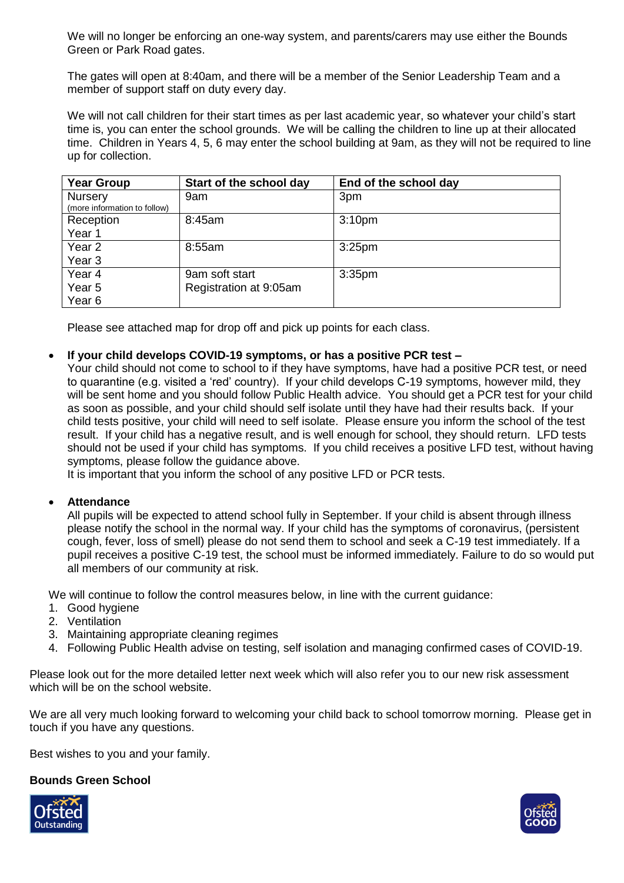We will no longer be enforcing an one-way system, and parents/carers may use either the Bounds Green or Park Road gates.

The gates will open at 8:40am, and there will be a member of the Senior Leadership Team and a member of support staff on duty every day.

We will not call children for their start times as per last academic year, so whatever your child's start time is, you can enter the school grounds. We will be calling the children to line up at their allocated time. Children in Years 4, 5, 6 may enter the school building at 9am, as they will not be required to line up for collection.

| Year Group | Start of the school day | End of the school day |
|---|---|---|
| Nursery (more information to follow) | 9am | 3pm |
| Reception Year 1 | 8:45am | 3:10pm |
| Year 2 Year 3 | 8:55am | 3:25pm |
| Year 4 Year 5 Year 6 | 9am soft start Registration at 9:05am | 3:35pm |

Please see attached map for drop off and pick up points for each class.

- **If your child develops COVID-19 symptoms, or has a positive PCR test –**
  Your child should not come to school to if they have symptoms, have had a positive PCR test, or need to quarantine (e.g. visited a 'red' country). If your child develops C-19 symptoms, however mild, they will be sent home and you should follow Public Health advice. You should get a PCR test for your child as soon as possible, and your child should self isolate until they have had their results back. If your child tests positive, your child will need to self isolate. Please ensure you inform the school of the test result. If your child has a negative result, and is well enough for school, they should return. LFD tests should not be used if your child has symptoms. If you child receives a positive LFD test, without having symptoms, please follow the guidance above.
  It is important that you inform the school of any positive LFD or PCR tests.

- **Attendance**
  All pupils will be expected to attend school fully in September. If your child is absent through illness please notify the school in the normal way. If your child has the symptoms of coronavirus, (persistent cough, fever, loss of smell) please do not send them to school and seek a C-19 test immediately. If a pupil receives a positive C-19 test, the school must be informed immediately. Failure to do so would put all members of our community at risk.

We will continue to follow the control measures below, in line with the current guidance:

1. Good hygiene
2. Ventilation
3. Maintaining appropriate cleaning regimes
4. Following Public Health advise on testing, self isolation and managing confirmed cases of COVID-19.

Please look out for the more detailed letter next week which will also refer you to our new risk assessment which will be on the school website.

We are all very much looking forward to welcoming your child back to school tomorrow morning. Please get in touch if you have any questions.

Best wishes to you and your family.

**Bounds Green School**

Ofsted Outstanding

Ofsted GOOD